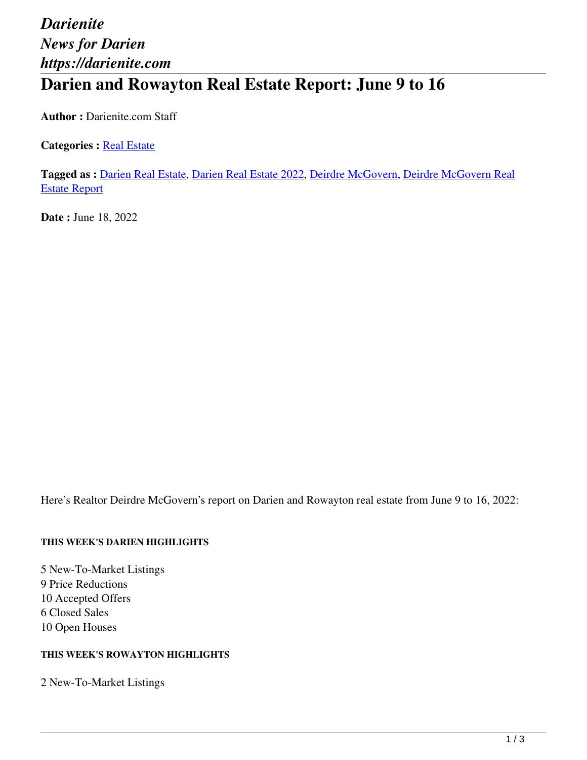*Darienite*
*News for Darien*
*https://darienite.com*

# Darien and Rowayton Real Estate Report: June 9 to 16

**Author :** Darienite.com Staff

**Categories :** Real Estate

**Tagged as :** Darien Real Estate, Darien Real Estate 2022, Deirdre McGovern, Deirdre McGovern Real Estate Report

**Date :** June 18, 2022

Here's Realtor Deirdre McGovern's report on Darien and Rowayton real estate from June 9 to 16, 2022:

##### THIS WEEK'S DARIEN HIGHLIGHTS

5 New-To-Market Listings
9 Price Reductions
10 Accepted Offers
6 Closed Sales
10 Open Houses

##### THIS WEEK'S ROWAYTON HIGHLIGHTS

2 New-To-Market Listings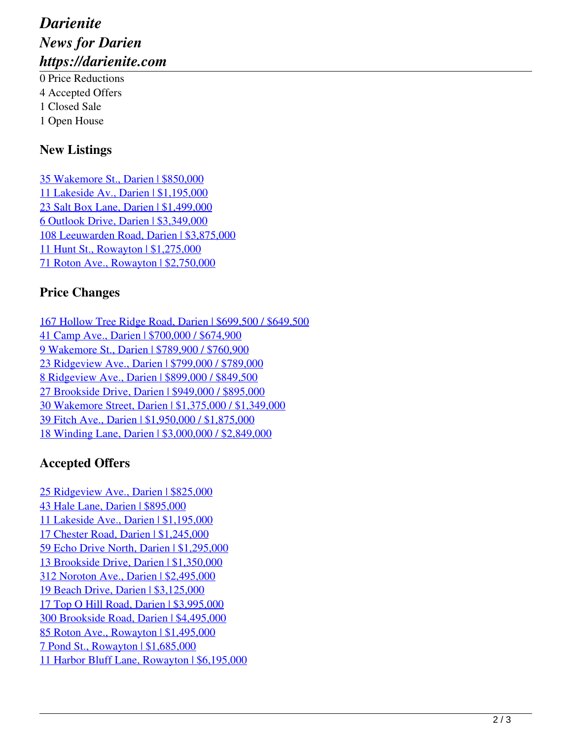0 Price Reductions
4 Accepted Offers
1 Closed Sale
1 Open House

### New Listings

[35 Wakemore St., Darien | $850,000]
[11 Lakeside Av., Darien | $1,195,000]
[23 Salt Box Lane, Darien | $1,499,000]
[6 Outlook Drive, Darien | $3,349,000]
[108 Leeuwarden Road, Darien | $3,875,000]
[11 Hunt St., Rowayton | $1,275,000]
[71 Roton Ave., Rowayton | $2,750,000]

### Price Changes

[167 Hollow Tree Ridge Road, Darien | $699,500 / $649,500]
[41 Camp Ave., Darien | $700,000 / $674,900]
[9 Wakemore St., Darien | $789,900 / $760,900]
[23 Ridgeview Ave., Darien | $799,000 / $789,000]
[8 Ridgeview Ave., Darien | $899,000 / $849,500]
[27 Brookside Drive, Darien | $949,000 / $895,000]
[30 Wakemore Street, Darien | $1,375,000 / $1,349,000]
[39 Fitch Ave., Darien | $1,950,000 / $1,875,000]
[18 Winding Lane, Darien | $3,000,000 / $2,849,000]

### Accepted Offers

[25 Ridgeview Ave., Darien | $825,000]
[43 Hale Lane, Darien | $895,000]
[11 Lakeside Ave., Darien | $1,195,000]
[17 Chester Road, Darien | $1,245,000]
[59 Echo Drive North, Darien | $1,295,000]
[13 Brookside Drive, Darien | $1,350,000]
[312 Noroton Ave., Darien | $2,495,000]
[19 Beach Drive, Darien | $3,125,000]
[17 Top O Hill Road, Darien | $3,995,000]
[300 Brookside Road, Darien | $4,495,000]
[85 Roton Ave., Rowayton | $1,495,000]
[7 Pond St., Rowayton | $1,685,000]
[11 Harbor Bluff Lane, Rowayton | $6,195,000]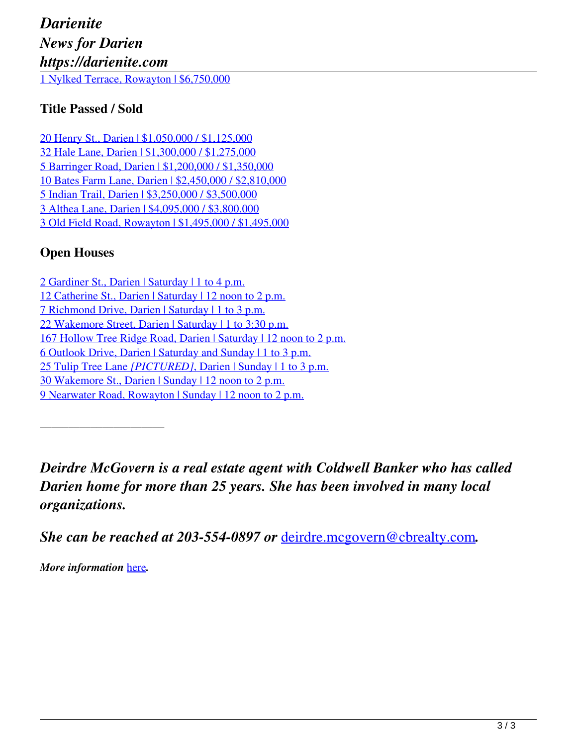[1 Nylked Terrace, Rowayton | $6,750,000](#)

### Title Passed / Sold

[20 Henry St., Darien | $1,050,000 / $1,125,000](#)
[32 Hale Lane, Darien | $1,300,000 / $1,275,000](#)
[5 Barringer Road, Darien | $1,200,000 / $1,350,000](#)
[10 Bates Farm Lane, Darien | $2,450,000 / $2,810,000](#)
[5 Indian Trail, Darien | $3,250,000 / $3,500,000](#)
[3 Althea Lane, Darien | $4,095,000 / $3,800,000](#)
[3 Old Field Road, Rowayton | $1,495,000 / $1,495,000](#)

### Open Houses

[2 Gardiner St., Darien | Saturday | 1 to 4 p.m.](#)
[12 Catherine St., Darien | Saturday | 12 noon to 2 p.m.](#)
[7 Richmond Drive, Darien | Saturday | 1 to 3 p.m.](#)
[22 Wakemore Street, Darien | Saturday | 1 to 3:30 p.m.](#)
[167 Hollow Tree Ridge Road, Darien | Saturday | 12 noon to 2 p.m.](#)
[6 Outlook Drive, Darien | Saturday and Sunday | 1 to 3 p.m.](#)
[25 Tulip Tree Lane *[PICTURED]*, Darien | Sunday | 1 to 3 p.m.](#)
[30 Wakemore St., Darien | Sunday | 12 noon to 2 p.m.](#)
[9 Nearwater Road, Rowayton | Sunday | 12 noon to 2 p.m.](#)

———————————

***Deirdre McGovern is a real estate agent with Coldwell Banker who has called Darien home for more than 25 years. She has been involved in many local organizations.***

***She can be reached at 203-554-0897 or*** [deirdre.mcgovern@cbrealty.com](mailto:deirdre.mcgovern@cbrealty.com)***.***

***More information*** [here](#)***.***